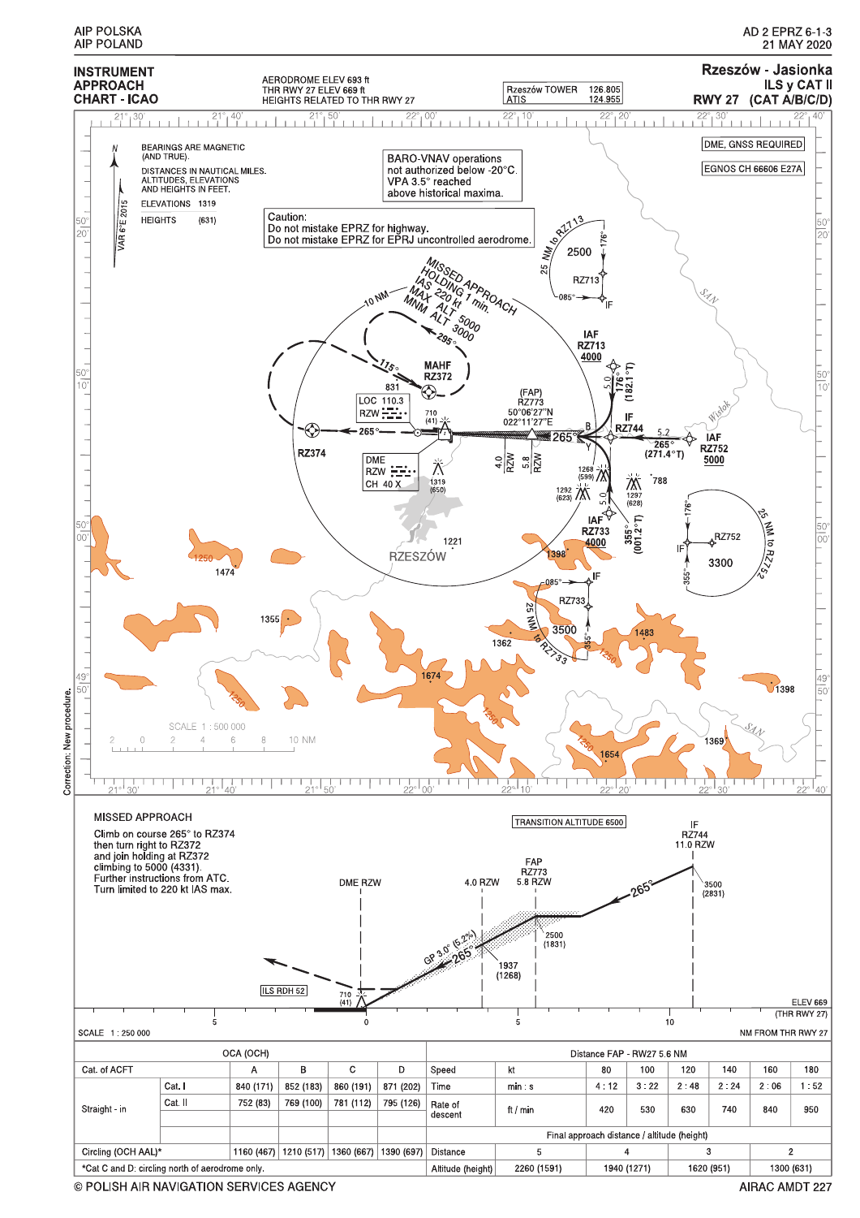# INSTRUMENT APPROACH CHART - ICAO

AERODROME ELEV 693 ft
THR RWY 27 ELEV 669 ft
HEIGHTS RELATED TO THR RWY 27

| Rzeszów TOWER | 126.805 |
|---|---|
| ATIS | 124.955 |

## Rzeszów - Jasionka
## ILS y CAT II
## RWY 27 (CAT A/B/C/D)

BEARINGS ARE MAGNETIC (AND TRUE).
DISTANCES IN NAUTICAL MILES.
ALTITUDES, ELEVATIONS AND HEIGHTS IN FEET.
ELEVATIONS 1319
HEIGHTS (631)

VAR 6°E 2015

BARO-VNAV operations not authorized below -20°C. VPA 3.5° reached above historical maxima.

Caution:
Do not mistake EPRZ for highway.
Do not mistake EPRZ for EPRJ uncontrolled aerodrome.

DME, GNSS REQUIRED

EGNOS CH 66606 E27A

MISSED APPROACH HOLDING 1 min. IAS 220 kt MAX ALT 5000 MNM ALT 3000

MAHF RZ372

LOC 110.3 RZW

DME RZW CH 40 X

(FAP) RZ773 50°06'27"N 022°11'27"E

IAF RZ713 4000

IF RZ744

IAF RZ752 5000

IAF RZ733 4000

RZ374

25 NM to RZ713 — 2500

25 NM to RZ752 — 3300

25 NM to RZ733 — 3500

SCALE 1 : 500 000

Correction: New procedure.

### MISSED APPROACH

Climb on course 265° to RZ374 then turn right to RZ372 and join holding at RZ372 climbing to 5000 (4331).
Further instructions from ATC.
Turn limited to 220 kt IAS max.

TRANSITION ALTITUDE 6500

IF RZ744 11.0 RZW — 3500 (2831)

FAP RZ773 5.8 RZW — 2500 (1831)

4.0 RZW — 1937 (1268)

GP 3.0° (5.2%)

ILS RDH 52

ELEV 669 (THR RWY 27)

SCALE 1 : 250 000

NM FROM THR RWY 27

| | | OCA (OCH) | | | |
|---|---|---|---|---|---|
| Cat. of ACFT | | A | B | C | D |
| Straight - in | Cat. I | 840 (171) | 852 (183) | 860 (191) | 871 (202) |
| | Cat. II | 752 (83) | 769 (100) | 781 (112) | 795 (126) |
| Circling (OCH AAL)* | | 1160 (467) | 1210 (517) | 1360 (667) | 1390 (697) |

*Cat C and D: circling north of aerodrome only.

Distance FAP - RW27 5.6 NM

| Speed | kt | 80 | 100 | 120 | 140 | 160 | 180 |
|---|---|---|---|---|---|---|---|
| Time | min : s | 4 : 12 | 3 : 22 | 2 : 48 | 2 : 24 | 2 : 06 | 1 : 52 |
| Rate of descent | ft / min | 420 | 530 | 630 | 740 | 840 | 950 |

Final approach distance / altitude (height)

| Distance | 5 | 4 | 3 | 2 |
|---|---|---|---|---|
| Altitude (height) | 2260 (1591) | 1940 (1271) | 1620 (951) | 1300 (631) |

© POLISH AIR NAVIGATION SERVICES AGENCY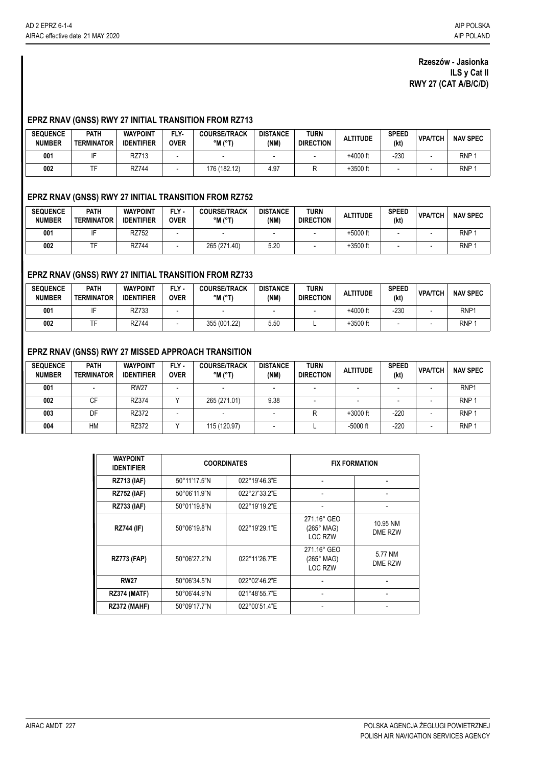**Rzeszów - Jasionka**
**ILS y Cat II**
**RWY 27 (CAT A/B/C/D)**

## EPRZ RNAV (GNSS) RWY 27 INITIAL TRANSITION FROM RZ713

| SEQUENCE NUMBER | PATH TERMINATOR | WAYPOINT IDENTIFIER | FLY-OVER | COURSE/TRACK °M (°T) | DISTANCE (NM) | TURN DIRECTION | ALTITUDE | SPEED (kt) | VPA/TCH | NAV SPEC |
|---|---|---|---|---|---|---|---|---|---|---|
| 001 | IF | RZ713 | - | - | - | - | +4000 ft | -230 | - | RNP 1 |
| 002 | TF | RZ744 | - | 176 (182.12) | 4.97 | R | +3500 ft | - | - | RNP 1 |

## EPRZ RNAV (GNSS) RWY 27 INITIAL TRANSITION FROM RZ752

| SEQUENCE NUMBER | PATH TERMINATOR | WAYPOINT IDENTIFIER | FLY-OVER | COURSE/TRACK °M (°T) | DISTANCE (NM) | TURN DIRECTION | ALTITUDE | SPEED (kt) | VPA/TCH | NAV SPEC |
|---|---|---|---|---|---|---|---|---|---|---|
| 001 | IF | RZ752 | - | - | - | - | +5000 ft | - | - | RNP 1 |
| 002 | TF | RZ744 | - | 265 (271.40) | 5.20 | - | +3500 ft | - | - | RNP 1 |

## EPRZ RNAV (GNSS) RWY 27 INITIAL TRANSITION FROM RZ733

| SEQUENCE NUMBER | PATH TERMINATOR | WAYPOINT IDENTIFIER | FLY-OVER | COURSE/TRACK °M (°T) | DISTANCE (NM) | TURN DIRECTION | ALTITUDE | SPEED (kt) | VPA/TCH | NAV SPEC |
|---|---|---|---|---|---|---|---|---|---|---|
| 001 | IF | RZ733 | - | - | - | - | +4000 ft | -230 | - | RNP1 |
| 002 | TF | RZ744 | - | 355 (001.22) | 5.50 | L | +3500 ft | - | - | RNP 1 |

## EPRZ RNAV (GNSS) RWY 27 MISSED APPROACH TRANSITION

| SEQUENCE NUMBER | PATH TERMINATOR | WAYPOINT IDENTIFIER | FLY-OVER | COURSE/TRACK °M (°T) | DISTANCE (NM) | TURN DIRECTION | ALTITUDE | SPEED (kt) | VPA/TCH | NAV SPEC |
|---|---|---|---|---|---|---|---|---|---|---|
| 001 | - | RW27 | - | - | - | - | - | - | - | RNP1 |
| 002 | CF | RZ374 | Y | 265 (271.01) | 9.38 | - | - | - | - | RNP 1 |
| 003 | DF | RZ372 | - | - | - | R | +3000 ft | -220 | - | RNP 1 |
| 004 | HM | RZ372 | Y | 115 (120.97) | - | L | -5000 ft | -220 | - | RNP 1 |

| WAYPOINT IDENTIFIER | COORDINATES | | FIX FORMATION | |
|---|---|---|---|---|
| **RZ713 (IAF)** | 50°11'17.5"N | 022°19'46.3"E | - | - |
| **RZ752 (IAF)** | 50°06'11.9"N | 022°27'33.2"E | - | - |
| **RZ733 (IAF)** | 50°01'19.8"N | 022°19'19.2"E | - | - |
| **RZ744 (IF)** | 50°06'19.8"N | 022°19'29.1"E | 271.16° GEO (265° MAG) LOC RZW | 10.95 NM DME RZW |
| **RZ773 (FAP)** | 50°06'27.2"N | 022°11'26.7"E | 271.16° GEO (265° MAG) LOC RZW | 5.77 NM DME RZW |
| **RW27** | 50°06'34.5"N | 022°02'46.2"E | - | - |
| **RZ374 (MATF)** | 50°06'44.9"N | 021°48'55.7"E | - | - |
| **RZ372 (MAHF)** | 50°09'17.7"N | 022°00'51.4"E | - | - |